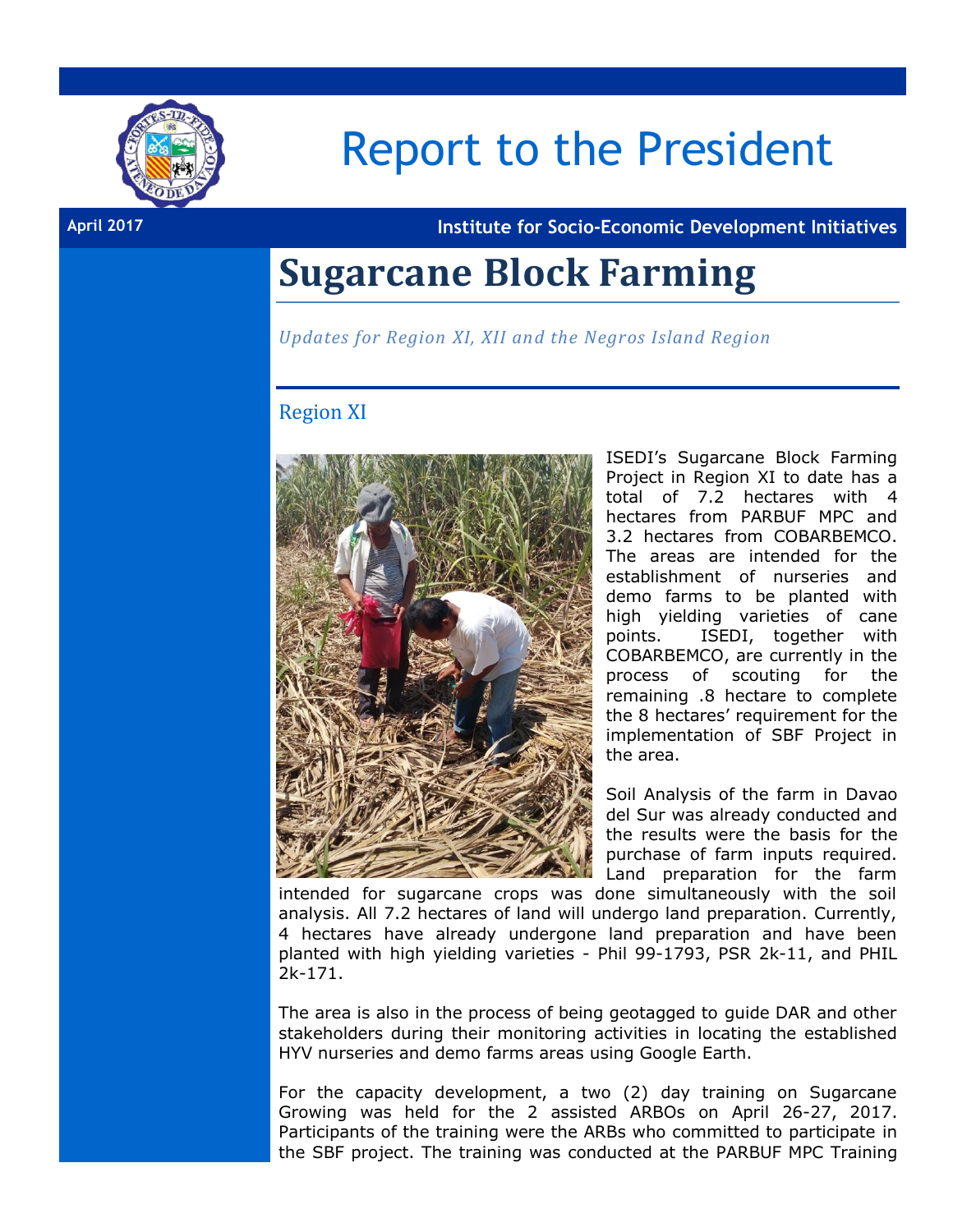# Report to the President

**April 2017** **Institute for Socio-Economic Development Initiatives**

# Sugarcane Block Farming

*Updates for Region XI, XII and the Negros Island Region*

## Region XI

ISEDI's Sugarcane Block Farming Project in Region XI to date has a total of 7.2 hectares with 4 hectares from PARBUF MPC and 3.2 hectares from COBARBEMCO. The areas are intended for the establishment of nurseries and demo farms to be planted with high yielding varieties of cane points. ISEDI, together with COBARBEMCO, are currently in the process of scouting for the remaining .8 hectare to complete the 8 hectares' requirement for the implementation of SBF Project in the area.

Soil Analysis of the farm in Davao del Sur was already conducted and the results were the basis for the purchase of farm inputs required. Land preparation for the farm intended for sugarcane crops was done simultaneously with the soil analysis. All 7.2 hectares of land will undergo land preparation. Currently, 4 hectares have already undergone land preparation and have been planted with high yielding varieties - Phil 99-1793, PSR 2k-11, and PHIL 2k-171.

The area is also in the process of being geotagged to guide DAR and other stakeholders during their monitoring activities in locating the established HYV nurseries and demo farms areas using Google Earth.

For the capacity development, a two (2) day training on Sugarcane Growing was held for the 2 assisted ARBOs on April 26-27, 2017. Participants of the training were the ARBs who committed to participate in the SBF project. The training was conducted at the PARBUF MPC Training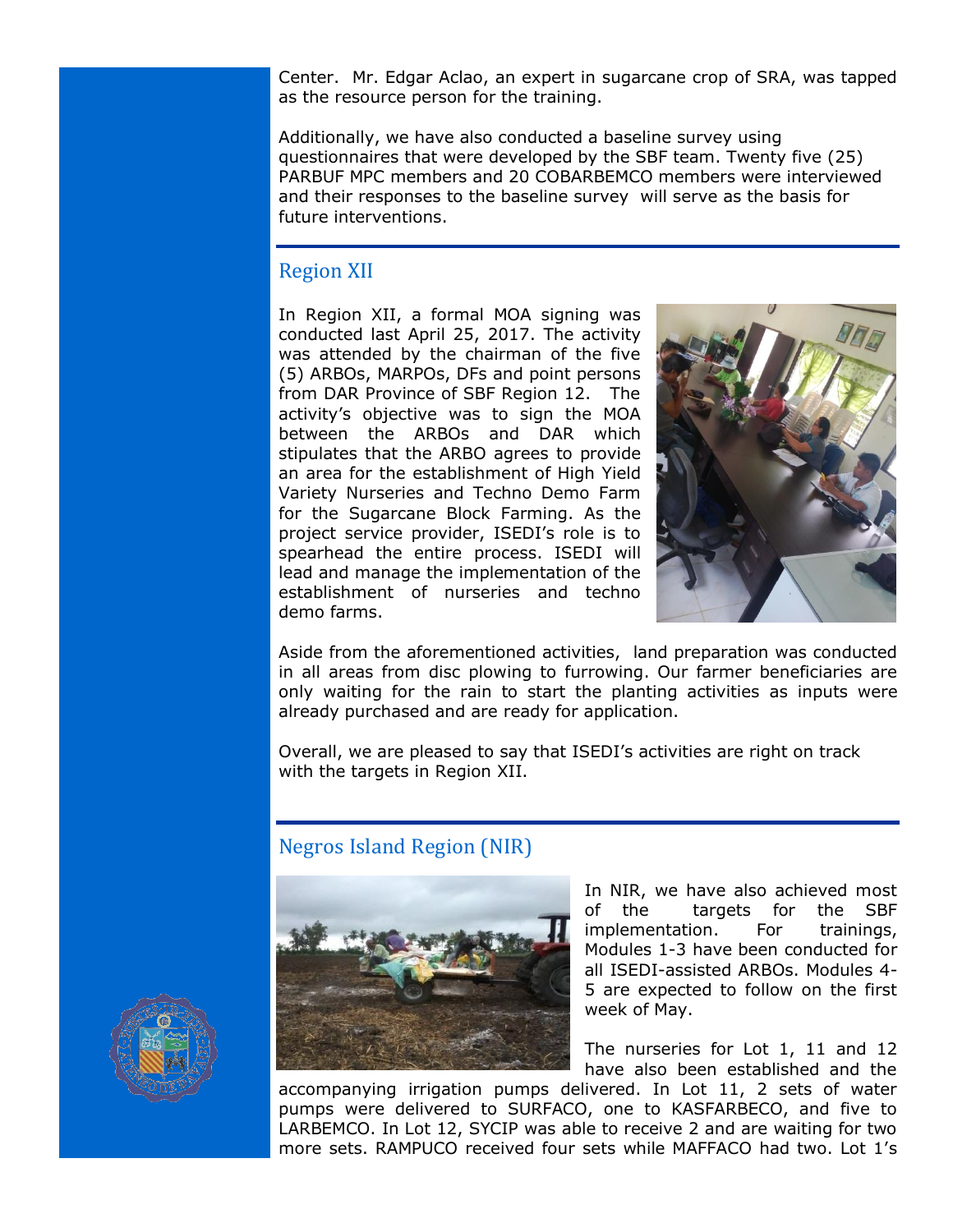Center. Mr. Edgar Aclao, an expert in sugarcane crop of SRA, was tapped as the resource person for the training.

Additionally, we have also conducted a baseline survey using questionnaires that were developed by the SBF team. Twenty five (25) PARBUF MPC members and 20 COBARBEMCO members were interviewed and their responses to the baseline survey will serve as the basis for future interventions.

## Region XII

In Region XII, a formal MOA signing was conducted last April 25, 2017. The activity was attended by the chairman of the five (5) ARBOs, MARPOs, DFs and point persons from DAR Province of SBF Region 12. The activity's objective was to sign the MOA between the ARBOs and DAR which stipulates that the ARBO agrees to provide an area for the establishment of High Yield Variety Nurseries and Techno Demo Farm for the Sugarcane Block Farming. As the project service provider, ISEDI's role is to spearhead the entire process. ISEDI will lead and manage the implementation of the establishment of nurseries and techno demo farms.

Aside from the aforementioned activities, land preparation was conducted in all areas from disc plowing to furrowing. Our farmer beneficiaries are only waiting for the rain to start the planting activities as inputs were already purchased and are ready for application.

Overall, we are pleased to say that ISEDI's activities are right on track with the targets in Region XII.

## Negros Island Region (NIR)

In NIR, we have also achieved most of the targets for the SBF implementation. For trainings, Modules 1-3 have been conducted for all ISEDI-assisted ARBOs. Modules 4-5 are expected to follow on the first week of May.

The nurseries for Lot 1, 11 and 12 have also been established and the accompanying irrigation pumps delivered. In Lot 11, 2 sets of water pumps were delivered to SURFACO, one to KASFARBECO, and five to LARBEMCO. In Lot 12, SYCIP was able to receive 2 and are waiting for two more sets. RAMPUCO received four sets while MAFFACO had two. Lot 1's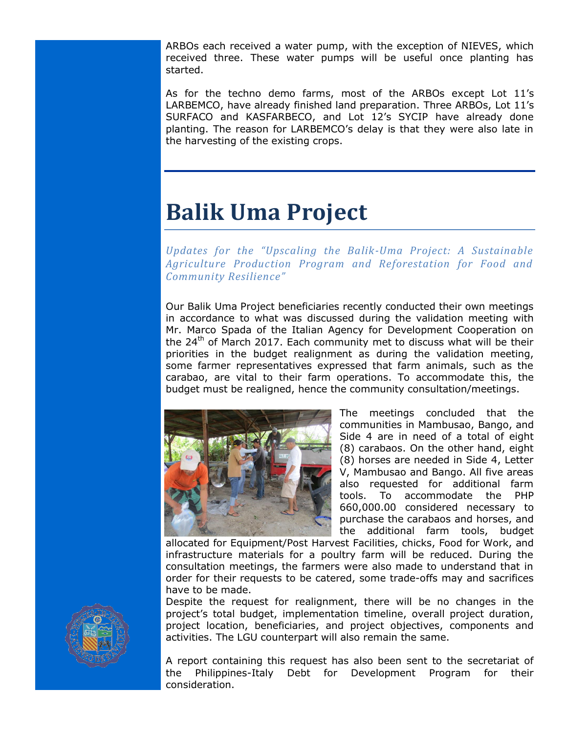ARBOs each received a water pump, with the exception of NIEVES, which received three. These water pumps will be useful once planting has started.

As for the techno demo farms, most of the ARBOs except Lot 11's LARBEMCO, have already finished land preparation. Three ARBOs, Lot 11's SURFACO and KASFARBECO, and Lot 12's SYCIP have already done planting. The reason for LARBEMCO's delay is that they were also late in the harvesting of the existing crops.

# Balik Uma Project

*Updates for the "Upscaling the Balik-Uma Project: A Sustainable Agriculture Production Program and Reforestation for Food and Community Resilience"*

Our Balik Uma Project beneficiaries recently conducted their own meetings in accordance to what was discussed during the validation meeting with Mr. Marco Spada of the Italian Agency for Development Cooperation on the 24th of March 2017. Each community met to discuss what will be their priorities in the budget realignment as during the validation meeting, some farmer representatives expressed that farm animals, such as the carabao, are vital to their farm operations. To accommodate this, the budget must be realigned, hence the community consultation/meetings.

The meetings concluded that the communities in Mambusao, Bango, and Side 4 are in need of a total of eight (8) carabaos. On the other hand, eight (8) horses are needed in Side 4, Letter V, Mambusao and Bango. All five areas also requested for additional farm tools. To accommodate the PHP 660,000.00 considered necessary to purchase the carabaos and horses, and the additional farm tools, budget allocated for Equipment/Post Harvest Facilities, chicks, Food for Work, and infrastructure materials for a poultry farm will be reduced. During the consultation meetings, the farmers were also made to understand that in order for their requests to be catered, some trade-offs may and sacrifices have to be made.

Despite the request for realignment, there will be no changes in the project's total budget, implementation timeline, overall project duration, project location, beneficiaries, and project objectives, components and activities. The LGU counterpart will also remain the same.

A report containing this request has also been sent to the secretariat of the Philippines-Italy Debt for Development Program for their consideration.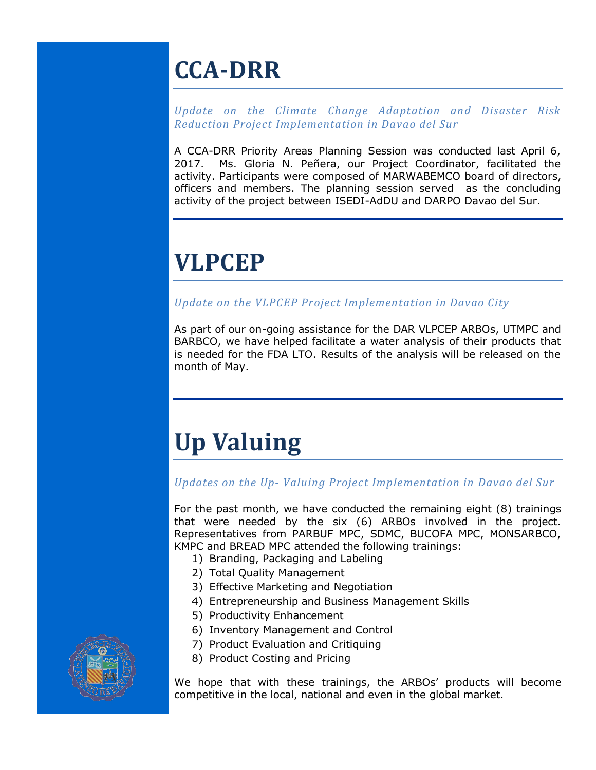# CCA-DRR

*Update on the Climate Change Adaptation and Disaster Risk Reduction Project Implementation in Davao del Sur*

A CCA-DRR Priority Areas Planning Session was conducted last April 6, 2017. Ms. Gloria N. Peñera, our Project Coordinator, facilitated the activity. Participants were composed of MARWABEMCO board of directors, officers and members. The planning session served as the concluding activity of the project between ISEDI-AdDU and DARPO Davao del Sur.

# VLPCEP

*Update on the VLPCEP Project Implementation in Davao City*

As part of our on-going assistance for the DAR VLPCEP ARBOs, UTMPC and BARBCO, we have helped facilitate a water analysis of their products that is needed for the FDA LTO. Results of the analysis will be released on the month of May.

# Up Valuing

*Updates on the Up- Valuing Project Implementation in Davao del Sur*

For the past month, we have conducted the remaining eight (8) trainings that were needed by the six (6) ARBOs involved in the project. Representatives from PARBUF MPC, SDMC, BUCOFA MPC, MONSARBCO, KMPC and BREAD MPC attended the following trainings:

1) Branding, Packaging and Labeling
2) Total Quality Management
3) Effective Marketing and Negotiation
4) Entrepreneurship and Business Management Skills
5) Productivity Enhancement
6) Inventory Management and Control
7) Product Evaluation and Critiquing
8) Product Costing and Pricing

We hope that with these trainings, the ARBOs' products will become competitive in the local, national and even in the global market.